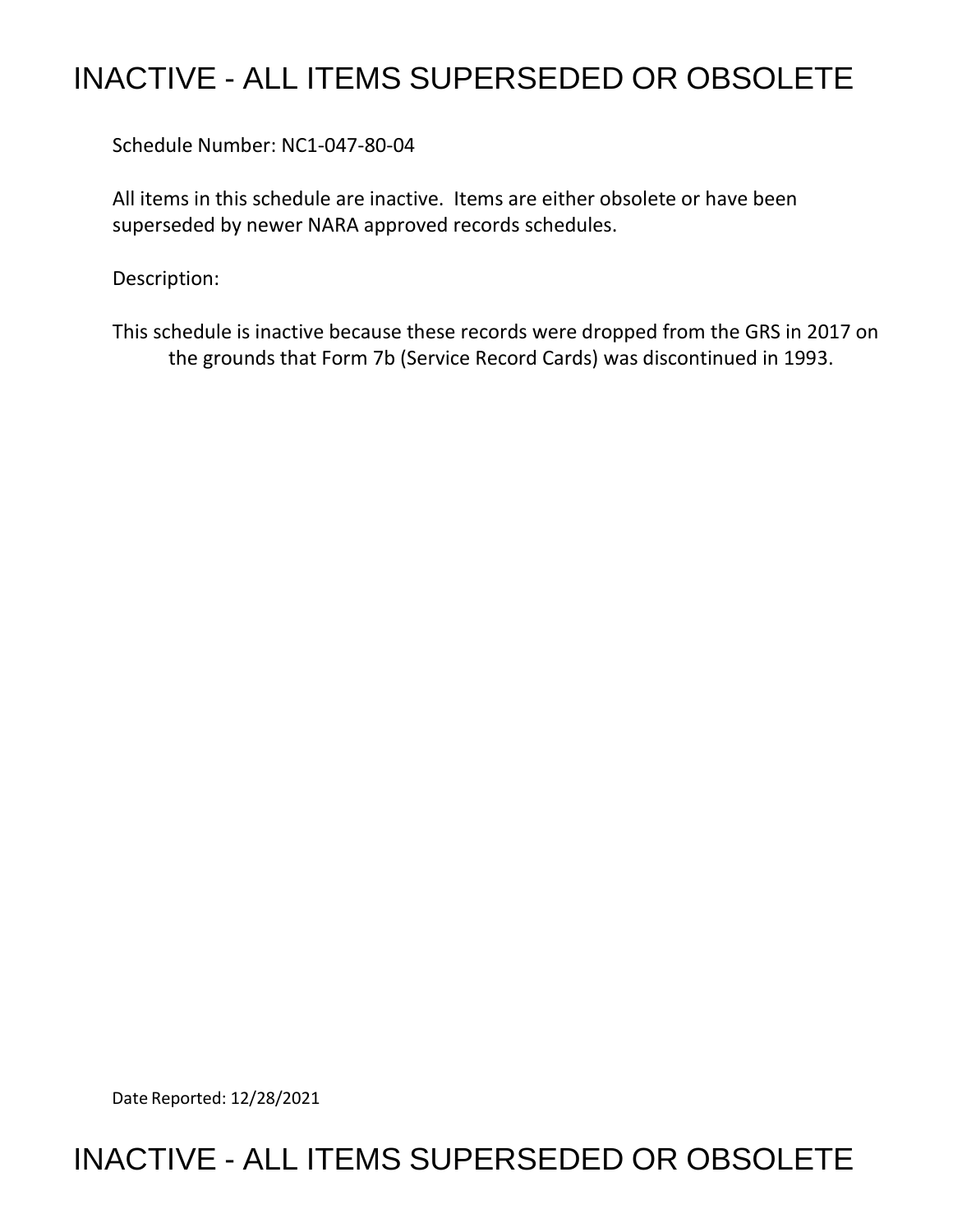# INACTIVE - ALL ITEMS SUPERSEDED OR OBSOLETE

Schedule Number: NC1-047-80-04

All items in this schedule are inactive. Items are either obsolete or have been superseded by newer NARA approved records schedules.

Description:

This schedule is inactive because these records were dropped from the GRS in 2017 on the grounds that Form 7b (Service Record Cards) was discontinued in 1993.

Date Reported: 12/28/2021

# INACTIVE - ALL ITEMS SUPERSEDED OR OBSOLETE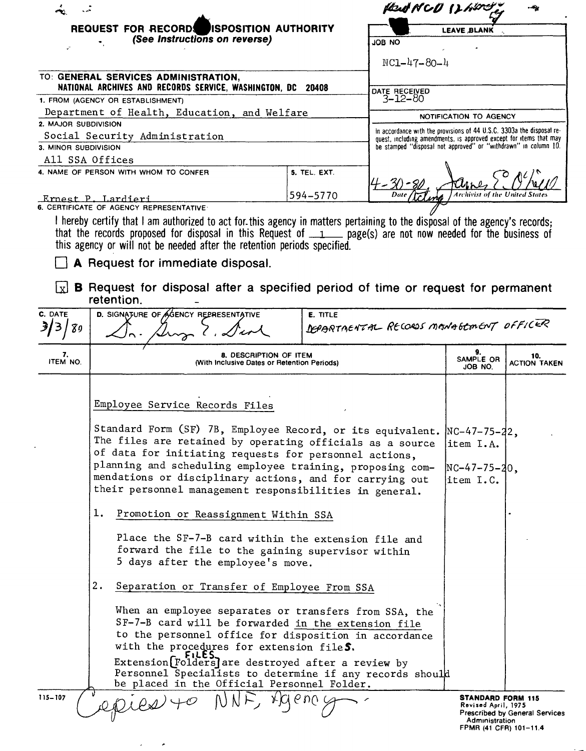Rec'd NCD 12 ~~Nov~~

# REQUEST FOR RECORDS DISPOSITION AUTHORITY

*(See Instructions on reverse)*

| LEAVE BLANK |
|---|
| JOB NO<br>NC1-47-80-4 |
| DATE RECEIVED<br>3-12-80 |
| NOTIFICATION TO AGENCY |
| In accordance with the provisions of 44 U.S.C. 3303a the disposal request, including amendments, is approved except for items that may be stamped "disposal not approved" or "withdrawn" in column 10. |
| 4-30-80 — Date — James E. O'Neill, Acting Archivist of the United States |

TO: **GENERAL SERVICES ADMINISTRATION, NATIONAL ARCHIVES AND RECORDS SERVICE, WASHINGTON, DC 20408**

1. FROM (AGENCY OR ESTABLISHMENT)
Department of Health, Education, and Welfare

2. MAJOR SUBDIVISION
Social Security Administration

3. MINOR SUBDIVISION
All SSA Offices

4. NAME OF PERSON WITH WHOM TO CONFER
Ernest P. Lardieri

5. TEL. EXT.
594-5770

6. CERTIFICATE OF AGENCY REPRESENTATIVE

I hereby certify that I am authorized to act for this agency in matters pertaining to the disposal of the agency's records; that the records proposed for disposal in this Request of 1 page(s) are not now needed for the business of this agency or will not be needed after the retention periods specified.

☐ **A** Request for immediate disposal.

☒ **B** Request for disposal after a specified period of time or request for permanent retention.

| C. DATE | D. SIGNATURE OF AGENCY REPRESENTATIVE | E. TITLE |
|---|---|---|
| 3/3/80 | [signature] | DEPARTMENTAL RECORDS MANAGEMENT OFFICER |

| 7. ITEM NO. | 8. DESCRIPTION OF ITEM (With Inclusive Dates or Retention Periods) | 9. SAMPLE OR JOB NO. | 10. ACTION TAKEN |
|---|---|---|---|
| | Employee Service Records Files<br><br>Standard Form (SF) 7B, Employee Record, or its equivalent. The files are retained by operating officials as a source of data for initiating requests for personnel actions, planning and scheduling employee training, proposing commendations or disciplinary actions, and for carrying out their personnel management responsibilities in general.<br><br>1. Promotion or Reassignment Within SSA<br><br>Place the SF-7-B card within the extension file and forward the file to the gaining supervisor within 5 days after the employee's move.<br><br>2. Separation or Transfer of Employee From SSA<br><br>When an employee separates or transfers from SSA, the SF-7-B card will be forwarded in the extension file to the personnel office for disposition in accordance with the procedures for extension files.<br><br>Extension ~~Folders~~ FILES are destroyed after a review by Personnel Specialists to determine if any records should be placed in the Official Personnel Folder. | NC-47-75-22, item I.A.<br><br>NC-47-75-20, item I.C. | |

Copies to NNF, Agency

115-107

**STANDARD FORM 115**
Revised April, 1975
Prescribed by General Services Administration
FPMR (41 CFR) 101-11.4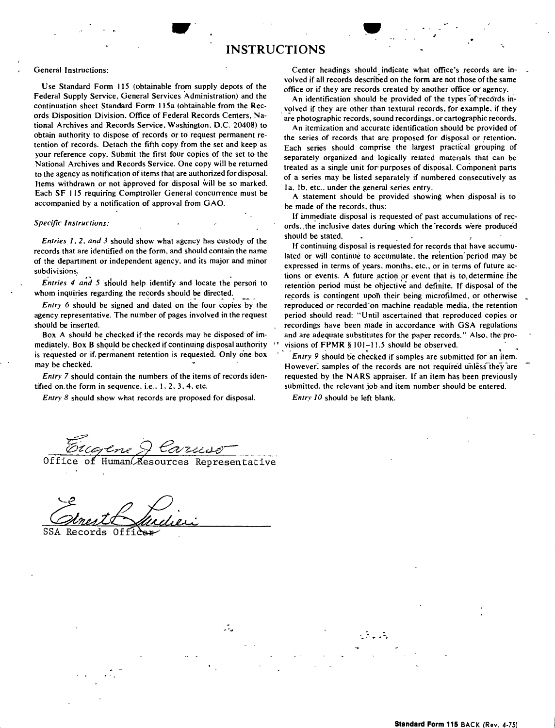# INSTRUCTIONS

General Instructions:

Use Standard Form 115 (obtainable from supply depots of the Federal Supply Service, General Services Administration) and the continuation sheet Standard Form 115a (obtainable from the Records Disposition Division, Office of Federal Records Centers, National Archives and Records Service, Washington, D.C. 20408) to obtain authority to dispose of records or to request permanent retention of records. Detach the fifth copy from the set and keep as your reference copy. Submit the first four copies of the set to the National Archives and Records Service. One copy will be returned to the agency as notification of items that are authorized for disposal. Items withdrawn or not approved for disposal will be so marked. Each SF 115 requiring Comptroller General concurrence must be accompanied by a notification of approval from GAO.

*Specific Instructions:*

*Entries 1, 2, and 3* should show what agency has custody of the records that are identified on the form, and should contain the name of the department or independent agency, and its major and minor subdivisions.

*Entries 4 and 5* should help identify and locate the person to whom inquiries regarding the records should be directed.

*Entry 6* should be signed and dated on the four copies by the agency representative. The number of pages involved in the request should be inserted.

Box A should be checked if the records may be disposed of immediately. Box B should be checked if continuing disposal authority is requested or if permanent retention is requested. Only one box may be checked.

*Entry 7* should contain the numbers of the items of records identified on the form in sequence, i.e., 1, 2, 3, 4, etc.

*Entry 8* should show what records are proposed for disposal.

Center headings should indicate what office's records are involved if all records described on the form are not those of the same office or if they are records created by another office or agency.

An identification should be provided of the types of records involved if they are other than textural records, for example, if they are photographic records, sound recordings, or cartographic records.

An itemization and accurate identification should be provided of the series of records that are proposed for disposal or retention. Each series should comprise the largest practical grouping of separately organized and logically related materials that can be treated as a single unit for purposes of disposal. Component parts of a series may be listed separately if numbered consecutively as 1a, 1b, etc., under the general series entry.

A statement should be provided showing when disposal is to be made of the records, thus:

If immediate disposal is requested of past accumulations of records, the inclusive dates during which the records were produced should be stated.

If continuing disposal is requested for records that have accumulated or will continue to accumulate, the retention period may be expressed in terms of years, months, etc., or in terms of future actions or events. A future action or event that is to determine the retention period must be objective and definite. If disposal of the records is contingent upon their being microfilmed, or otherwise reproduced or recorded on machine readable media, the retention period should read: "Until ascertained that reproduced copies or recordings have been made in accordance with GSA regulations and are adequate substitutes for the paper records." Also, the provisions of FPMR § 101-11.5 should be observed.

*Entry 9* should be checked if samples are submitted for an item. However, samples of the records are not required unless they are requested by the NARS appraiser. If an item has been previously submitted, the relevant job and item number should be entered.

*Entry 10* should be left blank.

Eugene J. Caruso
Office of Human Resources Representative

Ernest L. Lardieri
SSA Records Officer

**Standard Form 115** BACK (Rev. 4-75)